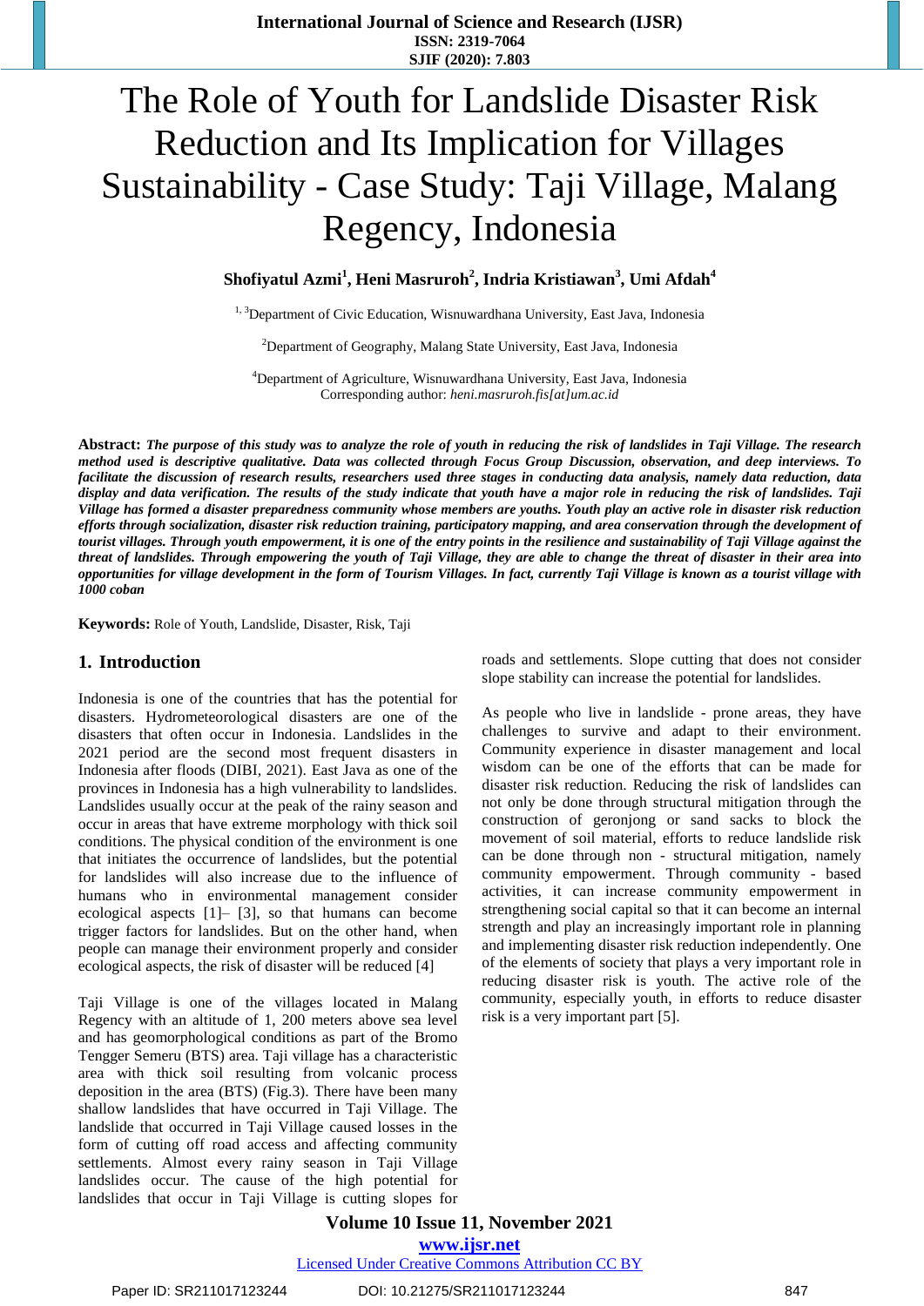# The Role of Youth for Landslide Disaster Risk Reduction and Its Implication for Villages Sustainability - Case Study: Taji Village, Malang Regency, Indonesia

**Shofiyatul Azmi[1], Heni Masruroh[2], Indria Kristiawan[3], Umi Afdah[4]**

[1, 3]Department of Civic Education, Wisnuwardhana University, East Java, Indonesia

[2]Department of Geography, Malang State University, East Java, Indonesia

[4]Department of Agriculture, Wisnuwardhana University, East Java, Indonesia
Corresponding author: *heni.masruroh.fis[at]um.ac.id*

**Abstract:** ***The purpose of this study was to analyze the role of youth in reducing the risk of landslides in Taji Village. The research method used is descriptive qualitative. Data was collected through Focus Group Discussion, observation, and deep interviews. To facilitate the discussion of research results, researchers used three stages in conducting data analysis, namely data reduction, data display and data verification. The results of the study indicate that youth have a major role in reducing the risk of landslides. Taji Village has formed a disaster preparedness community whose members are youths. Youth play an active role in disaster risk reduction efforts through socialization, disaster risk reduction training, participatory mapping, and area conservation through the development of tourist villages. Through youth empowerment, it is one of the entry points in the resilience and sustainability of Taji Village against the threat of landslides. Through empowering the youth of Taji Village, they are able to change the threat of disaster in their area into opportunities for village development in the form of Tourism Villages. In fact, currently Taji Village is known as a tourist village with 1000 coban***

**Keywords:** Role of Youth, Landslide, Disaster, Risk, Taji

## 1. Introduction

Indonesia is one of the countries that has the potential for disasters. Hydrometeorological disasters are one of the disasters that often occur in Indonesia. Landslides in the 2021 period are the second most frequent disasters in Indonesia after floods (DIBI, 2021). East Java as one of the provinces in Indonesia has a high vulnerability to landslides. Landslides usually occur at the peak of the rainy season and occur in areas that have extreme morphology with thick soil conditions. The physical condition of the environment is one that initiates the occurrence of landslides, but the potential for landslides will also increase due to the influence of humans who in environmental management consider ecological aspects [1]– [3], so that humans can become trigger factors for landslides. But on the other hand, when people can manage their environment properly and consider ecological aspects, the risk of disaster will be reduced [4]

Taji Village is one of the villages located in Malang Regency with an altitude of 1, 200 meters above sea level and has geomorphological conditions as part of the Bromo Tengger Semeru (BTS) area. Taji village has a characteristic area with thick soil resulting from volcanic process deposition in the area (BTS) (Fig.3). There have been many shallow landslides that have occurred in Taji Village. The landslide that occurred in Taji Village caused losses in the form of cutting off road access and affecting community settlements. Almost every rainy season in Taji Village landslides occur. The cause of the high potential for landslides that occur in Taji Village is cutting slopes for roads and settlements. Slope cutting that does not consider slope stability can increase the potential for landslides.

As people who live in landslide - prone areas, they have challenges to survive and adapt to their environment. Community experience in disaster management and local wisdom can be one of the efforts that can be made for disaster risk reduction. Reducing the risk of landslides can not only be done through structural mitigation through the construction of geronjong or sand sacks to block the movement of soil material, efforts to reduce landslide risk can be done through non - structural mitigation, namely community empowerment. Through community - based activities, it can increase community empowerment in strengthening social capital so that it can become an internal strength and play an increasingly important role in planning and implementing disaster risk reduction independently. One of the elements of society that plays a very important role in reducing disaster risk is youth. The active role of the community, especially youth, in efforts to reduce disaster risk is a very important part [5].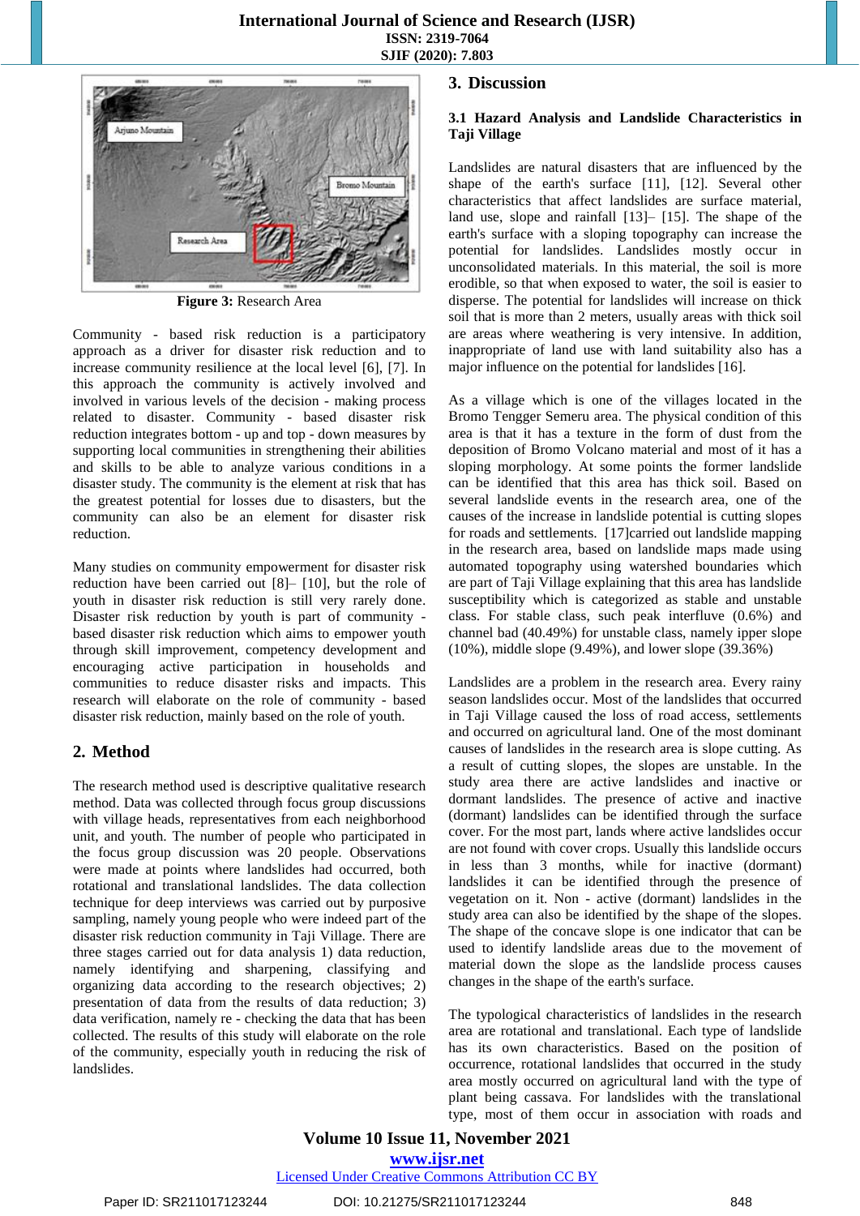Figure 3: Research Area

Community - based risk reduction is a participatory approach as a driver for disaster risk reduction and to increase community resilience at the local level [6], [7]. In this approach the community is actively involved and involved in various levels of the decision - making process related to disaster. Community - based disaster risk reduction integrates bottom - up and top - down measures by supporting local communities in strengthening their abilities and skills to be able to analyze various conditions in a disaster study. The community is the element at risk that has the greatest potential for losses due to disasters, but the community can also be an element for disaster risk reduction.

Many studies on community empowerment for disaster risk reduction have been carried out [8]– [10], but the role of youth in disaster risk reduction is still very rarely done. Disaster risk reduction by youth is part of community - based disaster risk reduction which aims to empower youth through skill improvement, competency development and encouraging active participation in households and communities to reduce disaster risks and impacts. This research will elaborate on the role of community - based disaster risk reduction, mainly based on the role of youth.

## 2. Method

The research method used is descriptive qualitative research method. Data was collected through focus group discussions with village heads, representatives from each neighborhood unit, and youth. The number of people who participated in the focus group discussion was 20 people. Observations were made at points where landslides had occurred, both rotational and translational landslides. The data collection technique for deep interviews was carried out by purposive sampling, namely young people who were indeed part of the disaster risk reduction community in Taji Village. There are three stages carried out for data analysis 1) data reduction, namely identifying and sharpening, classifying and organizing data according to the research objectives; 2) presentation of data from the results of data reduction; 3) data verification, namely re - checking the data that has been collected. The results of this study will elaborate on the role of the community, especially youth in reducing the risk of landslides.

## 3. Discussion

### 3.1 Hazard Analysis and Landslide Characteristics in Taji Village

Landslides are natural disasters that are influenced by the shape of the earth's surface [11], [12]. Several other characteristics that affect landslides are surface material, land use, slope and rainfall [13]– [15]. The shape of the earth's surface with a sloping topography can increase the potential for landslides. Landslides mostly occur in unconsolidated materials. In this material, the soil is more erodible, so that when exposed to water, the soil is easier to disperse. The potential for landslides will increase on thick soil that is more than 2 meters, usually areas with thick soil are areas where weathering is very intensive. In addition, inappropriate of land use with land suitability also has a major influence on the potential for landslides [16].

As a village which is one of the villages located in the Bromo Tengger Semeru area. The physical condition of this area is that it has a texture in the form of dust from the deposition of Bromo Volcano material and most of it has a sloping morphology. At some points the former landslide can be identified that this area has thick soil. Based on several landslide events in the research area, one of the causes of the increase in landslide potential is cutting slopes for roads and settlements. [17]carried out landslide mapping in the research area, based on landslide maps made using automated topography using watershed boundaries which are part of Taji Village explaining that this area has landslide susceptibility which is categorized as stable and unstable class. For stable class, such peak interfluve (0.6%) and channel bad (40.49%) for unstable class, namely ipper slope (10%), middle slope (9.49%), and lower slope (39.36%)

Landslides are a problem in the research area. Every rainy season landslides occur. Most of the landslides that occurred in Taji Village caused the loss of road access, settlements and occurred on agricultural land. One of the most dominant causes of landslides in the research area is slope cutting. As a result of cutting slopes, the slopes are unstable. In the study area there are active landslides and inactive or dormant landslides. The presence of active and inactive (dormant) landslides can be identified through the surface cover. For the most part, lands where active landslides occur are not found with cover crops. Usually this landslide occurs in less than 3 months, while for inactive (dormant) landslides it can be identified through the presence of vegetation on it. Non - active (dormant) landslides in the study area can also be identified by the shape of the slopes. The shape of the concave slope is one indicator that can be used to identify landslide areas due to the movement of material down the slope as the landslide process causes changes in the shape of the earth's surface.

The typological characteristics of landslides in the research area are rotational and translational. Each type of landslide has its own characteristics. Based on the position of occurrence, rotational landslides that occurred in the study area mostly occurred on agricultural land with the type of plant being cassava. For landslides with the translational type, most of them occur in association with roads and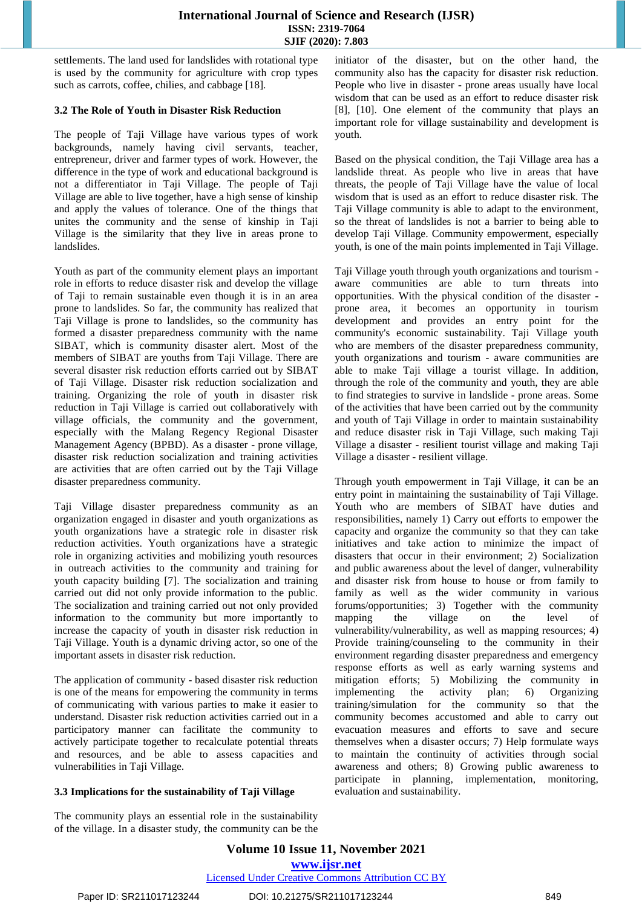settlements. The land used for landslides with rotational type is used by the community for agriculture with crop types such as carrots, coffee, chilies, and cabbage [18].

### 3.2 The Role of Youth in Disaster Risk Reduction

The people of Taji Village have various types of work backgrounds, namely having civil servants, teacher, entrepreneur, driver and farmer types of work. However, the difference in the type of work and educational background is not a differentiator in Taji Village. The people of Taji Village are able to live together, have a high sense of kinship and apply the values of tolerance. One of the things that unites the community and the sense of kinship in Taji Village is the similarity that they live in areas prone to landslides.

Youth as part of the community element plays an important role in efforts to reduce disaster risk and develop the village of Taji to remain sustainable even though it is in an area prone to landslides. So far, the community has realized that Taji Village is prone to landslides, so the community has formed a disaster preparedness community with the name SIBAT, which is community disaster alert. Most of the members of SIBAT are youths from Taji Village. There are several disaster risk reduction efforts carried out by SIBAT of Taji Village. Disaster risk reduction socialization and training. Organizing the role of youth in disaster risk reduction in Taji Village is carried out collaboratively with village officials, the community and the government, especially with the Malang Regency Regional Disaster Management Agency (BPBD). As a disaster - prone village, disaster risk reduction socialization and training activities are activities that are often carried out by the Taji Village disaster preparedness community.

Taji Village disaster preparedness community as an organization engaged in disaster and youth organizations as youth organizations have a strategic role in disaster risk reduction activities. Youth organizations have a strategic role in organizing activities and mobilizing youth resources in outreach activities to the community and training for youth capacity building [7]. The socialization and training carried out did not only provide information to the public. The socialization and training carried out not only provided information to the community but more importantly to increase the capacity of youth in disaster risk reduction in Taji Village. Youth is a dynamic driving actor, so one of the important assets in disaster risk reduction.

The application of community - based disaster risk reduction is one of the means for empowering the community in terms of communicating with various parties to make it easier to understand. Disaster risk reduction activities carried out in a participatory manner can facilitate the community to actively participate together to recalculate potential threats and resources, and be able to assess capacities and vulnerabilities in Taji Village.

### 3.3 Implications for the sustainability of Taji Village

The community plays an essential role in the sustainability of the village. In a disaster study, the community can be the initiator of the disaster, but on the other hand, the community also has the capacity for disaster risk reduction. People who live in disaster - prone areas usually have local wisdom that can be used as an effort to reduce disaster risk [8], [10]. One element of the community that plays an important role for village sustainability and development is youth.

Based on the physical condition, the Taji Village area has a landslide threat. As people who live in areas that have threats, the people of Taji Village have the value of local wisdom that is used as an effort to reduce disaster risk. The Taji Village community is able to adapt to the environment, so the threat of landslides is not a barrier to being able to develop Taji Village. Community empowerment, especially youth, is one of the main points implemented in Taji Village.

Taji Village youth through youth organizations and tourism - aware communities are able to turn threats into opportunities. With the physical condition of the disaster - prone area, it becomes an opportunity in tourism development and provides an entry point for the community's economic sustainability. Taji Village youth who are members of the disaster preparedness community, youth organizations and tourism - aware communities are able to make Taji village a tourist village. In addition, through the role of the community and youth, they are able to find strategies to survive in landslide - prone areas. Some of the activities that have been carried out by the community and youth of Taji Village in order to maintain sustainability and reduce disaster risk in Taji Village, such making Taji Village a disaster - resilient tourist village and making Taji Village a disaster - resilient village.

Through youth empowerment in Taji Village, it can be an entry point in maintaining the sustainability of Taji Village. Youth who are members of SIBAT have duties and responsibilities, namely 1) Carry out efforts to empower the capacity and organize the community so that they can take initiatives and take action to minimize the impact of disasters that occur in their environment; 2) Socialization and public awareness about the level of danger, vulnerability and disaster risk from house to house or from family to family as well as the wider community in various forums/opportunities; 3) Together with the community mapping the village on the level of vulnerability/vulnerability, as well as mapping resources; 4) Provide training/counseling to the community in their environment regarding disaster preparedness and emergency response efforts as well as early warning systems and mitigation efforts; 5) Mobilizing the community in implementing the activity plan; 6) Organizing training/simulation for the community so that the community becomes accustomed and able to carry out evacuation measures and efforts to save and secure themselves when a disaster occurs; 7) Help formulate ways to maintain the continuity of activities through social awareness and others; 8) Growing public awareness to participate in planning, implementation, monitoring, evaluation and sustainability.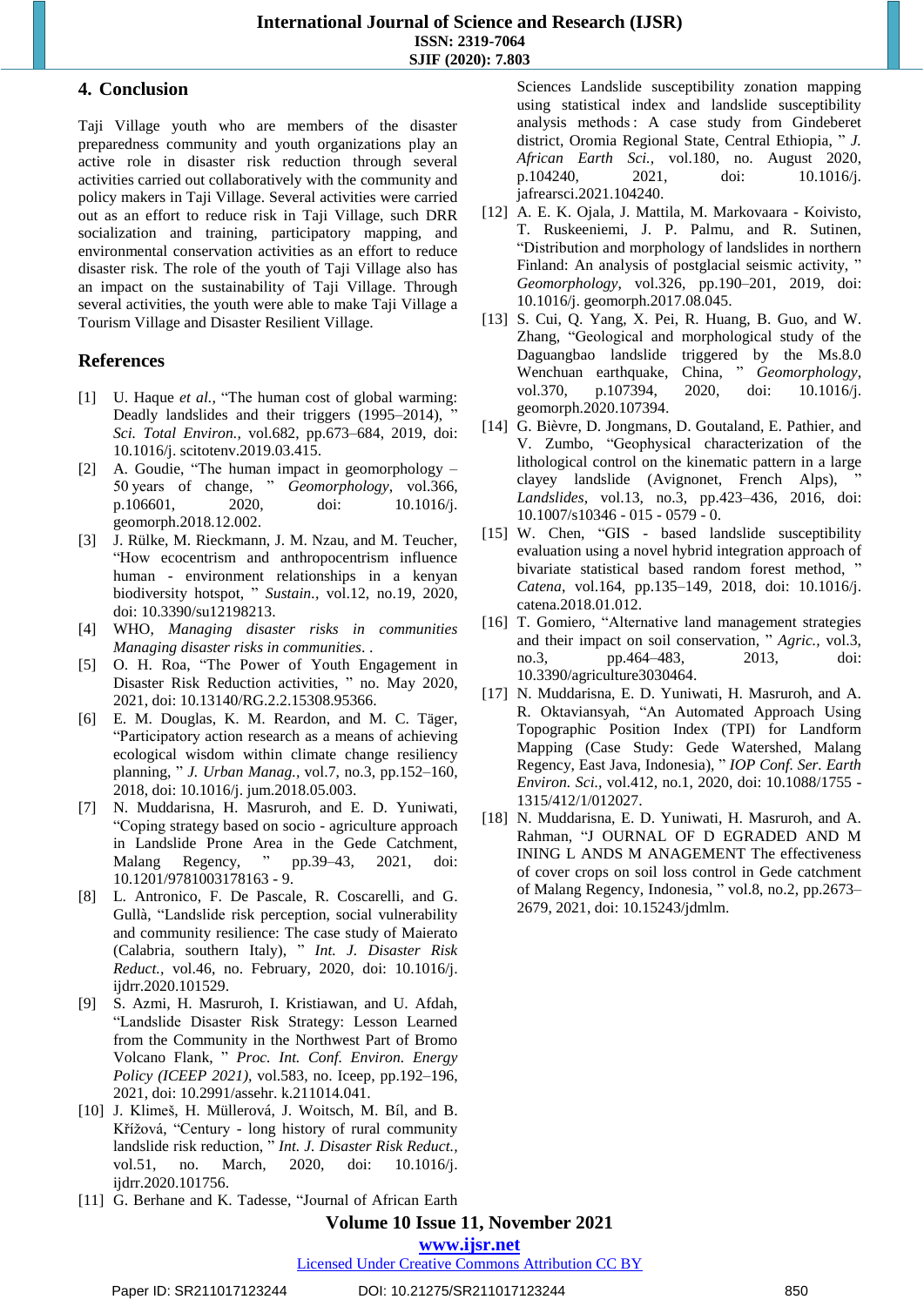## 4. Conclusion

Taji Village youth who are members of the disaster preparedness community and youth organizations play an active role in disaster risk reduction through several activities carried out collaboratively with the community and policy makers in Taji Village. Several activities were carried out as an effort to reduce risk in Taji Village, such DRR socialization and training, participatory mapping, and environmental conservation activities as an effort to reduce disaster risk. The role of the youth of Taji Village also has an impact on the sustainability of Taji Village. Through several activities, the youth were able to make Taji Village a Tourism Village and Disaster Resilient Village.

## References

[1] U. Haque *et al.*, "The human cost of global warming: Deadly landslides and their triggers (1995–2014), " *Sci. Total Environ.*, vol.682, pp.673–684, 2019, doi: 10.1016/j. scitotenv.2019.03.415.

[2] A. Goudie, "The human impact in geomorphology – 50 years of change, " *Geomorphology*, vol.366, p.106601, 2020, doi: 10.1016/j. geomorph.2018.12.002.

[3] J. Rülke, M. Rieckmann, J. M. Nzau, and M. Teucher, "How ecocentrism and anthropocentrism influence human - environment relationships in a kenyan biodiversity hotspot, " *Sustain.*, vol.12, no.19, 2020, doi: 10.3390/su12198213.

[4] WHO, *Managing disaster risks in communities Managing disaster risks in communities*. .

[5] O. H. Roa, "The Power of Youth Engagement in Disaster Risk Reduction activities, " no. May 2020, 2021, doi: 10.13140/RG.2.2.15308.95366.

[6] E. M. Douglas, K. M. Reardon, and M. C. Täger, "Participatory action research as a means of achieving ecological wisdom within climate change resiliency planning, " *J. Urban Manag.*, vol.7, no.3, pp.152–160, 2018, doi: 10.1016/j. jum.2018.05.003.

[7] N. Muddarisna, H. Masruroh, and E. D. Yuniwati, "Coping strategy based on socio - agriculture approach in Landslide Prone Area in the Gede Catchment, Malang Regency, " pp.39–43, 2021, doi: 10.1201/9781003178163 - 9.

[8] L. Antronico, F. De Pascale, R. Coscarelli, and G. Gullà, "Landslide risk perception, social vulnerability and community resilience: The case study of Maierato (Calabria, southern Italy), " *Int. J. Disaster Risk Reduct.*, vol.46, no. February, 2020, doi: 10.1016/j. ijdrr.2020.101529.

[9] S. Azmi, H. Masruroh, I. Kristiawan, and U. Afdah, "Landslide Disaster Risk Strategy: Lesson Learned from the Community in the Northwest Part of Bromo Volcano Flank, " *Proc. Int. Conf. Environ. Energy Policy (ICEEP 2021)*, vol.583, no. Iceep, pp.192–196, 2021, doi: 10.2991/assehr. k.211014.041.

[10] J. Klimeš, H. Müllerová, J. Woitsch, M. Bíl, and B. Křížová, "Century - long history of rural community landslide risk reduction, " *Int. J. Disaster Risk Reduct.*, vol.51, no. March, 2020, doi: 10.1016/j. ijdrr.2020.101756.

[11] G. Berhane and K. Tadesse, "Journal of African Earth Sciences Landslide susceptibility zonation mapping using statistical index and landslide susceptibility analysis methods : A case study from Gindeberet district, Oromia Regional State, Central Ethiopia, " *J. African Earth Sci.*, vol.180, no. August 2020, p.104240, 2021, doi: 10.1016/j. jafrearsci.2021.104240.

[12] A. E. K. Ojala, J. Mattila, M. Markovaara - Koivisto, T. Ruskeeniemi, J. P. Palmu, and R. Sutinen, "Distribution and morphology of landslides in northern Finland: An analysis of postglacial seismic activity, " *Geomorphology*, vol.326, pp.190–201, 2019, doi: 10.1016/j. geomorph.2017.08.045.

[13] S. Cui, Q. Yang, X. Pei, R. Huang, B. Guo, and W. Zhang, "Geological and morphological study of the Daguangbao landslide triggered by the Ms.8.0 Wenchuan earthquake, China, " *Geomorphology*, vol.370, p.107394, 2020, doi: 10.1016/j. geomorph.2020.107394.

[14] G. Bièvre, D. Jongmans, D. Goutaland, E. Pathier, and V. Zumbo, "Geophysical characterization of the lithological control on the kinematic pattern in a large clayey landslide (Avignonet, French Alps), " *Landslides*, vol.13, no.3, pp.423–436, 2016, doi: 10.1007/s10346 - 015 - 0579 - 0.

[15] W. Chen, "GIS - based landslide susceptibility evaluation using a novel hybrid integration approach of bivariate statistical based random forest method, " *Catena*, vol.164, pp.135–149, 2018, doi: 10.1016/j. catena.2018.01.012.

[16] T. Gomiero, "Alternative land management strategies and their impact on soil conservation, " *Agric.*, vol.3, no.3, pp.464–483, 2013, doi: 10.3390/agriculture3030464.

[17] N. Muddarisna, E. D. Yuniwati, H. Masruroh, and A. R. Oktaviansyah, "An Automated Approach Using Topographic Position Index (TPI) for Landform Mapping (Case Study: Gede Watershed, Malang Regency, East Java, Indonesia), " *IOP Conf. Ser. Earth Environ. Sci.*, vol.412, no.1, 2020, doi: 10.1088/1755 - 1315/412/1/012027.

[18] N. Muddarisna, E. D. Yuniwati, H. Masruroh, and A. Rahman, "J OURNAL OF D EGRADED AND M INING L ANDS M ANAGEMENT The effectiveness of cover crops on soil loss control in Gede catchment of Malang Regency, Indonesia, " vol.8, no.2, pp.2673–2679, 2021, doi: 10.15243/jdmlm.